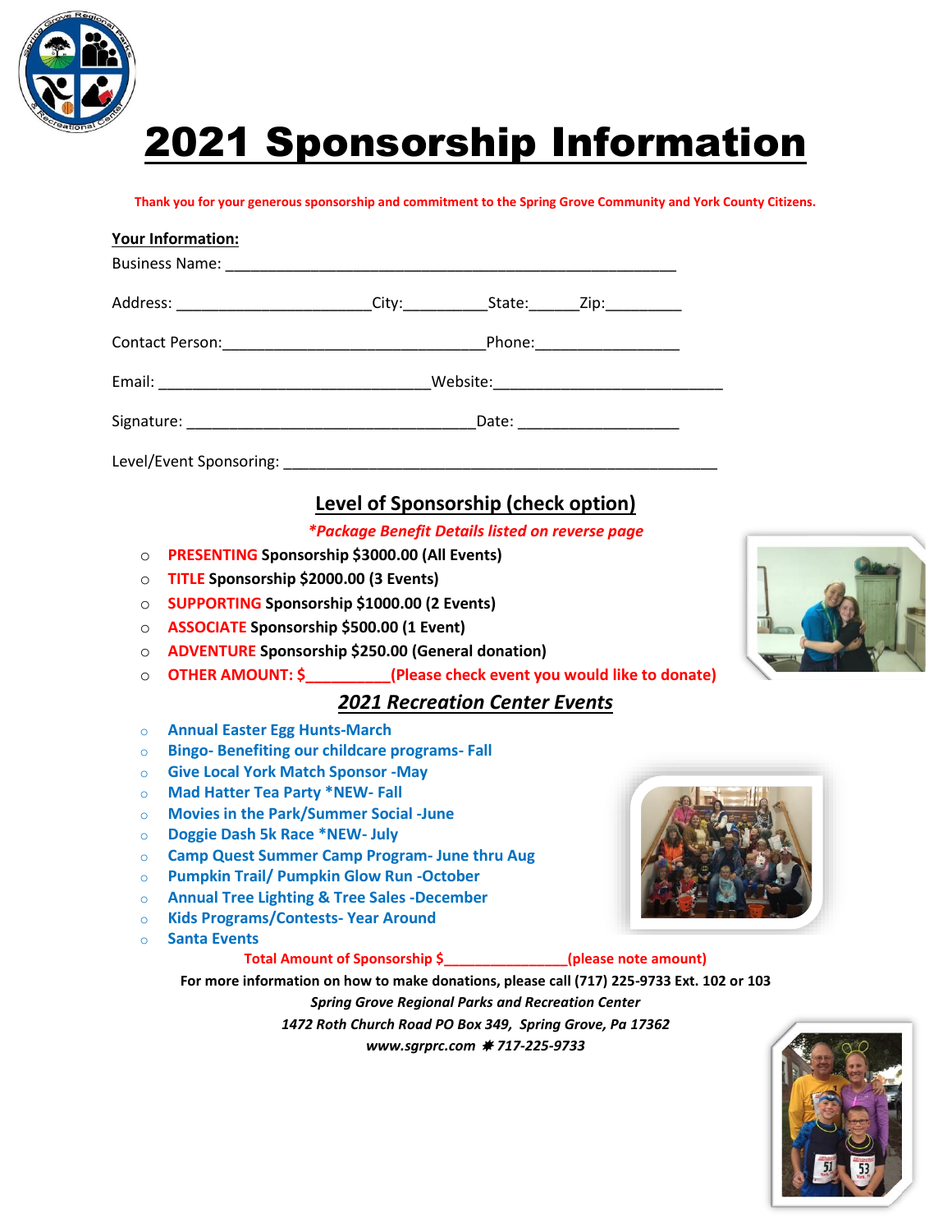# 2021 Sponsorship Information

**Thank you for your generous sponsorship and commitment to the Spring Grove Community and York County Citizens.**

**Your Information:**

Business Name: ______________________________________________________

Address: _______________________City:__________State:______Zip:_________

Contact Person:_______________________________Phone:_________________

Email: _______________________________Website:___________________________

Signature: __________________________________Date: ___________________

Level/Event Sponsoring: ____________________________________________________

## Level of Sponsorship (check option)

***Package Benefit Details listed on reverse page***

- **PRESENTING Sponsorship $3000.00 (All Events)**
- **TITLE Sponsorship $2000.00 (3 Events)**
- **SUPPORTING Sponsorship $1000.00 (2 Events)**
- **ASSOCIATE Sponsorship $500.00 (1 Event)**
- **ADVENTURE Sponsorship $250.00 (General donation)**
- **OTHER AMOUNT: $__________(Please check event you would like to donate)**

## *2021 Recreation Center Events*

- **Annual Easter Egg Hunts-March**
- **Bingo- Benefiting our childcare programs- Fall**
- **Give Local York Match Sponsor -May**
- **Mad Hatter Tea Party *NEW- Fall**
- **Movies in the Park/Summer Social -June**
- **Doggie Dash 5k Race *NEW- July**
- **Camp Quest Summer Camp Program- June thru Aug**
- **Pumpkin Trail/ Pumpkin Glow Run -October**
- **Annual Tree Lighting & Tree Sales -December**
- **Kids Programs/Contests- Year Around**
- **Santa Events**

**Total Amount of Sponsorship $_______________(please note amount)**

**For more information on how to make donations, please call (717) 225-9733 Ext. 102 or 103**

***Spring Grove Regional Parks and Recreation Center***

***1472 Roth Church Road PO Box 349, Spring Grove, Pa 17362***

***www.sgrprc.com ✷ 717-225-9733***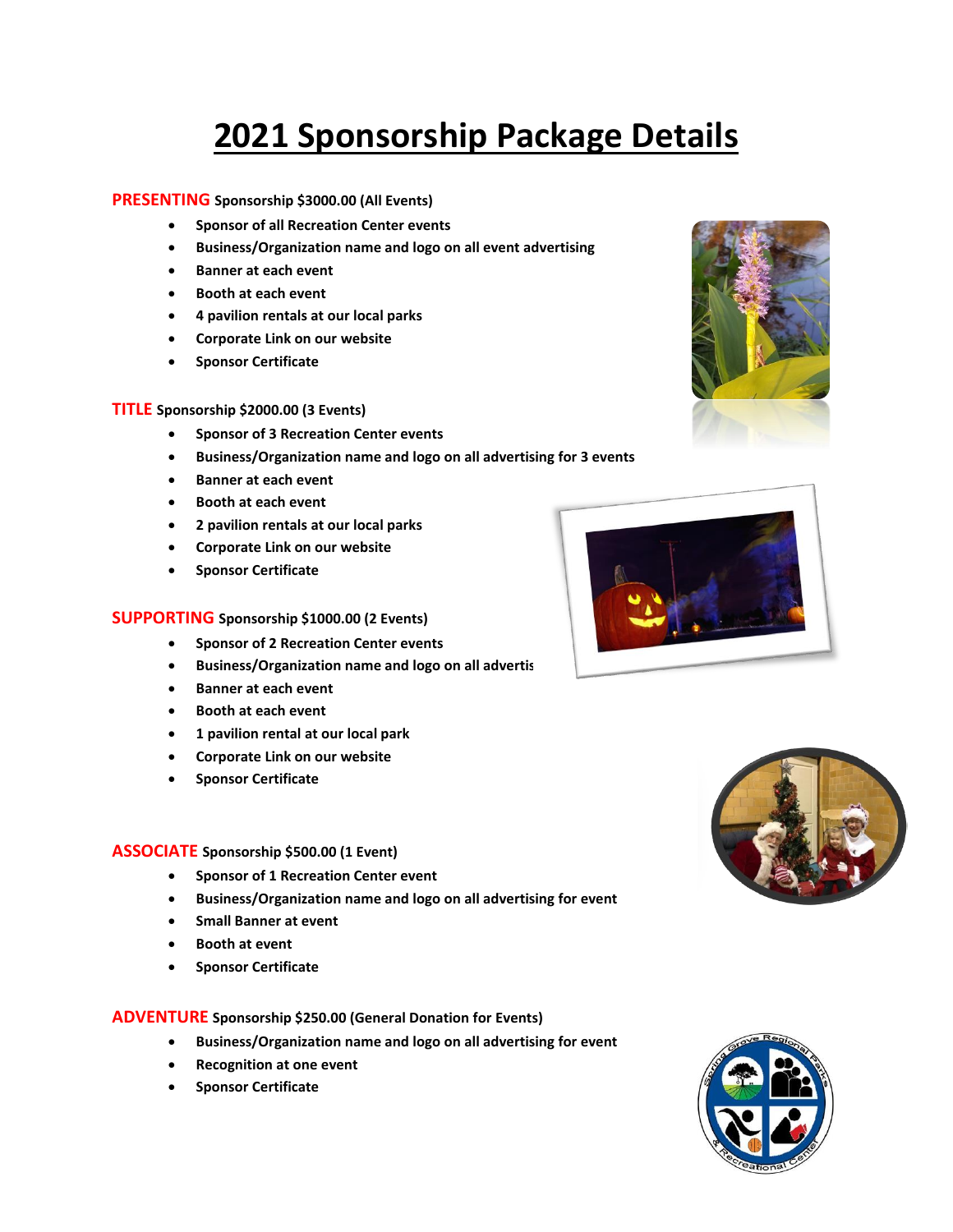# 2021 Sponsorship Package Details

**PRESENTING Sponsorship $3000.00 (All Events)**

- **Sponsor of all Recreation Center events**
- **Business/Organization name and logo on all event advertising**
- **Banner at each event**
- **Booth at each event**
- **4 pavilion rentals at our local parks**
- **Corporate Link on our website**
- **Sponsor Certificate**

**TITLE Sponsorship $2000.00 (3 Events)**

- **Sponsor of 3 Recreation Center events**
- **Business/Organization name and logo on all advertising for 3 events**
- **Banner at each event**
- **Booth at each event**
- **2 pavilion rentals at our local parks**
- **Corporate Link on our website**
- **Sponsor Certificate**

**SUPPORTING Sponsorship $1000.00 (2 Events)**

- **Sponsor of 2 Recreation Center events**
- **Business/Organization name and logo on all advertis**
- **Banner at each event**
- **Booth at each event**
- **1 pavilion rental at our local park**
- **Corporate Link on our website**
- **Sponsor Certificate**

**ASSOCIATE Sponsorship $500.00 (1 Event)**

- **Sponsor of 1 Recreation Center event**
- **Business/Organization name and logo on all advertising for event**
- **Small Banner at event**
- **Booth at event**
- **Sponsor Certificate**

**ADVENTURE Sponsorship $250.00 (General Donation for Events)**

- **Business/Organization name and logo on all advertising for event**
- **Recognition at one event**
- **Sponsor Certificate**